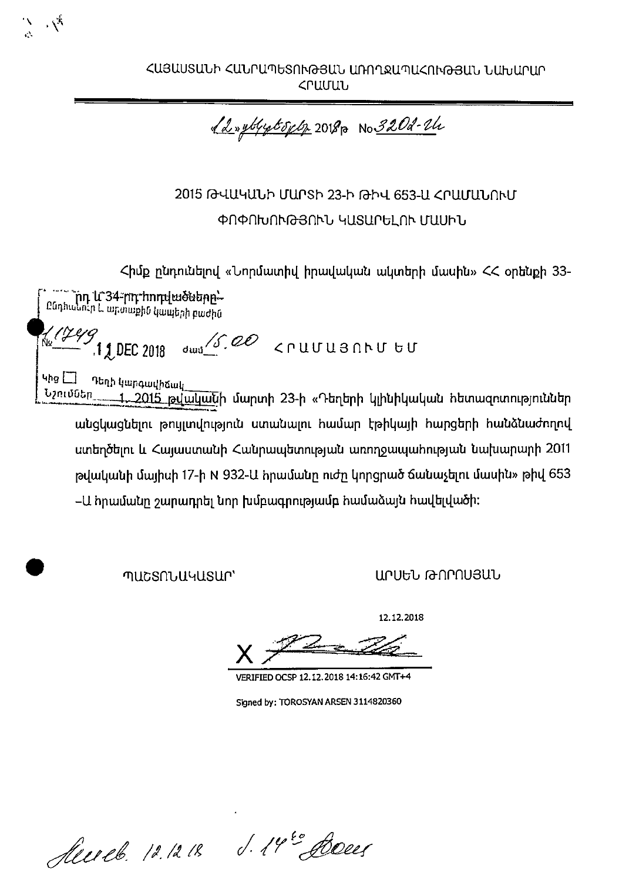ՀԱՅԱՍՏԱՆԻ ՀԱՆՐԱՊԵՏՈՒԹՅԱՆ ԱՌՈՂՋԱՊԱՀՈՒԹՅԱՆ ՆԱԽԱՐԱՐ

ՀՐԱՄԱՆ

«12» դեկտեմբերի 2018թ No 3202-Ա

## 2015 ԹՎԱԿԱՆԻ ՄԱՐՏԻ 23-Ի ԹԻՎ 653-Ա ՀՐԱՄԱՆՈՒՄ ՓՈՓՈԽՈՒԹՅՈՒՆ ԿԱՏԱՐԵԼՈՒ ՄԱՍԻՆ

Հիմք ընդունելով «Նորմատիվ իրավական ակտերի մասին» ՀՀ օրենքի 33-րդ և 34-րդ հոդվածները՝

Ընդհանուր և արտաքին կապերի բաժին

№ 11749 12 DEC 2018 ժամ 15.00

ՀՐԱՄԱՅՈՒՄ ԵՄ

Կից ☐ Դեղի կարգավիճակ

Նշումներ

1. 2015 թվականի մարտի 23-ի «Դեղերի կլինիկական հետազոտություններ անցկացնելու թույլտվություն ստանալու համար էթիկայի հարցերի հանձնաժողով ստեղծելու և Հայաստանի Հանրապետության առողջապահության նախարարի 2011 թվականի մայիսի 17-ի N 932-Ա հրամանը ուժը կորցրած ճանաչելու մասին» թիվ 653-Ա հրամանը շարադրել նոր խմբագրությամբ համաձայն հավելվածի:

ՊԱՇՏՈՆԱԿԱՏԱՐ ԱՐՍԵՆ ԹՈՐՈՍՅԱՆ

12.12.2018

X

VERIFIED OCSP 12.12.2018 14:16:42 GMT+4

Signed by: TOROSYAN ARSEN 3114820360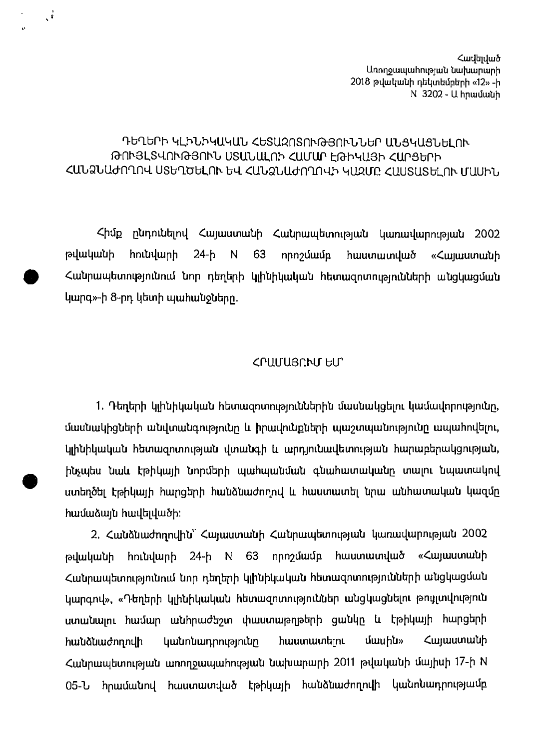Հավելված
Առողջապահության նախարարի
2018 թվականի դեկտեմբերի «12» -ի
N 3202 - Ա հրամանի

# ԴԵՂԵՐԻ ԿԼԻՆԻԿԱԿԱՆ ՀԵՏԱԶՈՏՈՒԹՅՈՒՆՆԵՐ ԱՆՑԿԱՑՆԵԼՈՒ ԹՈՒՅԼՏՎՈՒԹՅՈՒՆ ՍՏԱՆԱԼՈՒ ՀԱՄԱՐ ԷԹԻԿԱՅԻ ՀԱՐՑԵՐԻ ՀԱՆՁՆԱԺՈՂՈՎ ՍՏԵՂԾԵԼՈՒ ԵՎ ՀԱՆՁՆԱԺՈՂՈՎԻ ԿԱԶՄԸ ՀԱՍՏԱՏԵԼՈՒ ՄԱՍԻՆ

Հիմք ընդունելով Հայաստանի Հանրապետության կառավարության 2002 թվականի հունվարի 24-ի N 63 որոշմամբ հաստատված «Հայաստանի Հանրապետությունում նոր դեղերի կլինիկական հետազոտությունների անցկացման կարգ»-ի 8-րդ կետի պահանջները.

## ՀՐԱՄԱՅՈՒՄ ԵՄ՝

1. Դեղերի կլինիկական հետազոտություններին մասնակցելու կամավորությունը, մասնակիցների անվտանգությունը և իրավունքների պաշտպանությունը ապահովելու, կլինիկական հետազոտության վտանգի և արդյունավետության հարաբերակցության, ինչպես նաև էթիկայի նորմերի պահպանման գնահատականը տալու նպատակով ստեղծել էթիկայի հարցերի հանձնաժողով և հաստատել նրա անհատական կազմը համաձայն հավելվածի:

2. Հանձնաժողովին՝ Հայաստանի Հանրապետության կառավարության 2002 թվականի հունվարի 24-ի N 63 որոշմամբ հաստատված «Հայաստանի Հանրապետությունում նոր դեղերի կլինիկական հետազոտությունների անցկացման կարգով», «Դեղերի կլինիկական հետազոտություններ անցկացնելու թույլտվություն ստանալու համար անհրաժեշտ փաստաթղթերի ցանկը և էթիկայի հարցերի հանձնաժողովի կանոնադրությունը հաստատելու մասին» Հայաստանի Հանրապետության առողջապահության նախարարի 2011 թվականի մայիսի 17-ի N 05-Ն հրամանով հաստատված էթիկայի հանձնաժողովի կանոնադրությամբ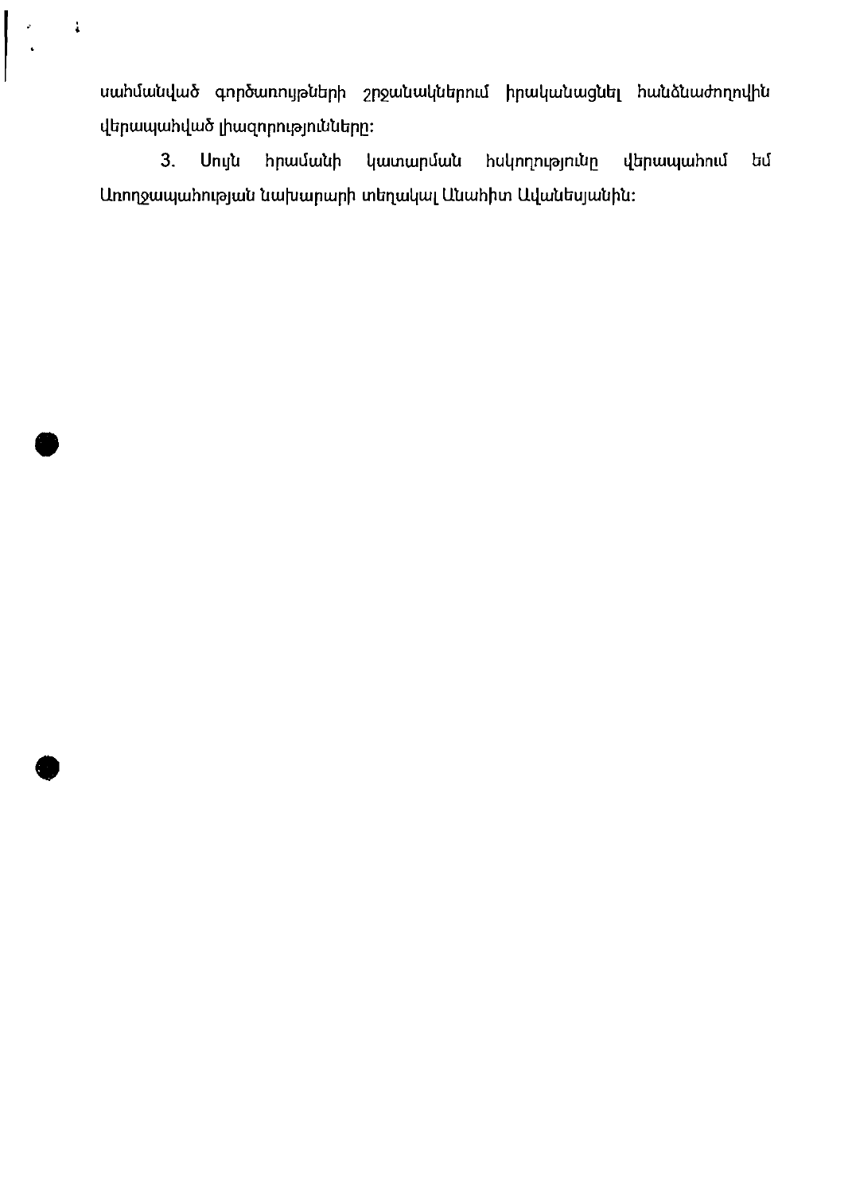սահմանված գործառույթների շրջանակներում իրականացնել հանձնաժողովին վերապահված լիազորությունները:

3. Սույն հրամանի կատարման հսկողությունը վերապահում եմ Առողջապահության նախարարի տեղակալ Անահիտ Ավանեսյանին: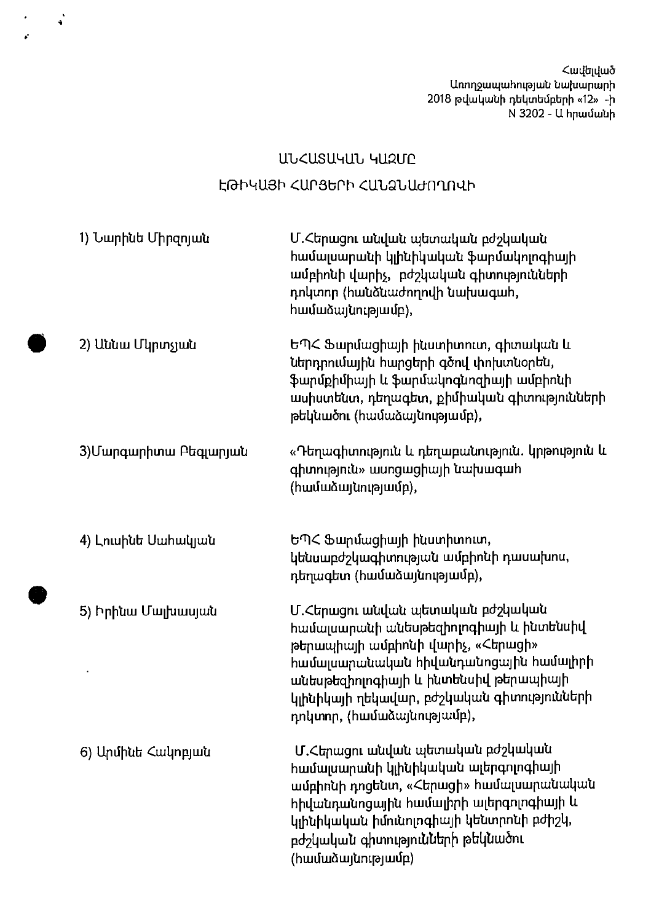Հավելված
Առողջապահության նախարարի
2018 թվականի դեկտեմբերի «12» -ի
N 3202 - Ա հրամանի

# ԱՆՀԱՏԱԿԱՆ ԿԱԶՄԸ
## ԷԹԻԿԱՅԻ ՀԱՐՑԵՐԻ ՀԱՆՁՆԱԺՈՂՈՎԻ

1) Նարինե Միրզոյան — Մ.Հերացու անվան պետական բժշկական համալսարանի կլինիկական ֆարմակոլոգիայի ամբիոնի վարիչ, բժշկական գիտությունների դոկտոր (հանձնաժողովի նախագահ, համաձայնությամբ),

2) Աննա Մկրտչյան — ԵՊՀ Ֆարմացիայի ինստիտուտ, գիտական և ներդրումային հարցերի գծով փոխտնօրեն, ֆարմքիմիայի և ֆարմակոգնոզիայի ամբիոնի ասիստենտ, դեղագետ, քիմիական գիտությունների թեկնածու (համաձայնությամբ),

3) Մարգարիտա Բեգլարյան — «Դեղագիտություն և դեղաբանություն. կրթություն և գիտություն» ասոցիացիայի նախագահ (համաձայնությամբ),

4) Լուսինե Սահակյան — ԵՊՀ Ֆարմացիայի ինստիտուտ, կենսաբժշկագիտության ամբիոնի դասախոս, դեղագետ (համաձայնությամբ),

5) Իրինա Մալխասյան — Մ.Հերացու անվան պետական բժշկական համալսարանի անեսթեզիոլոգիայի և ինտենսիվ թերապիայի ամբիոնի վարիչ, «Հերացի» համալսարանական հիվանդանոցային համալիրի անեսթեզիոլոգիայի և ինտենսիվ թերապիայի կլինիկայի ղեկավար, բժշկական գիտությունների դոկտոր, (համաձայնությամբ),

6) Արմինե Հակոբյան — Մ.Հերացու անվան պետական բժշկական համալսարանի կլինիկական ալերգոլոգիայի ամբիոնի դոցենտ, «Հերացի» համալսարանական հիվանդանոցային համալիրի ալերգոլոգիայի և կլինիկական իմունոլոգիայի կենտրոնի բժիշկ, բժշկական գիտությունների թեկնածու (համաձայնությամբ)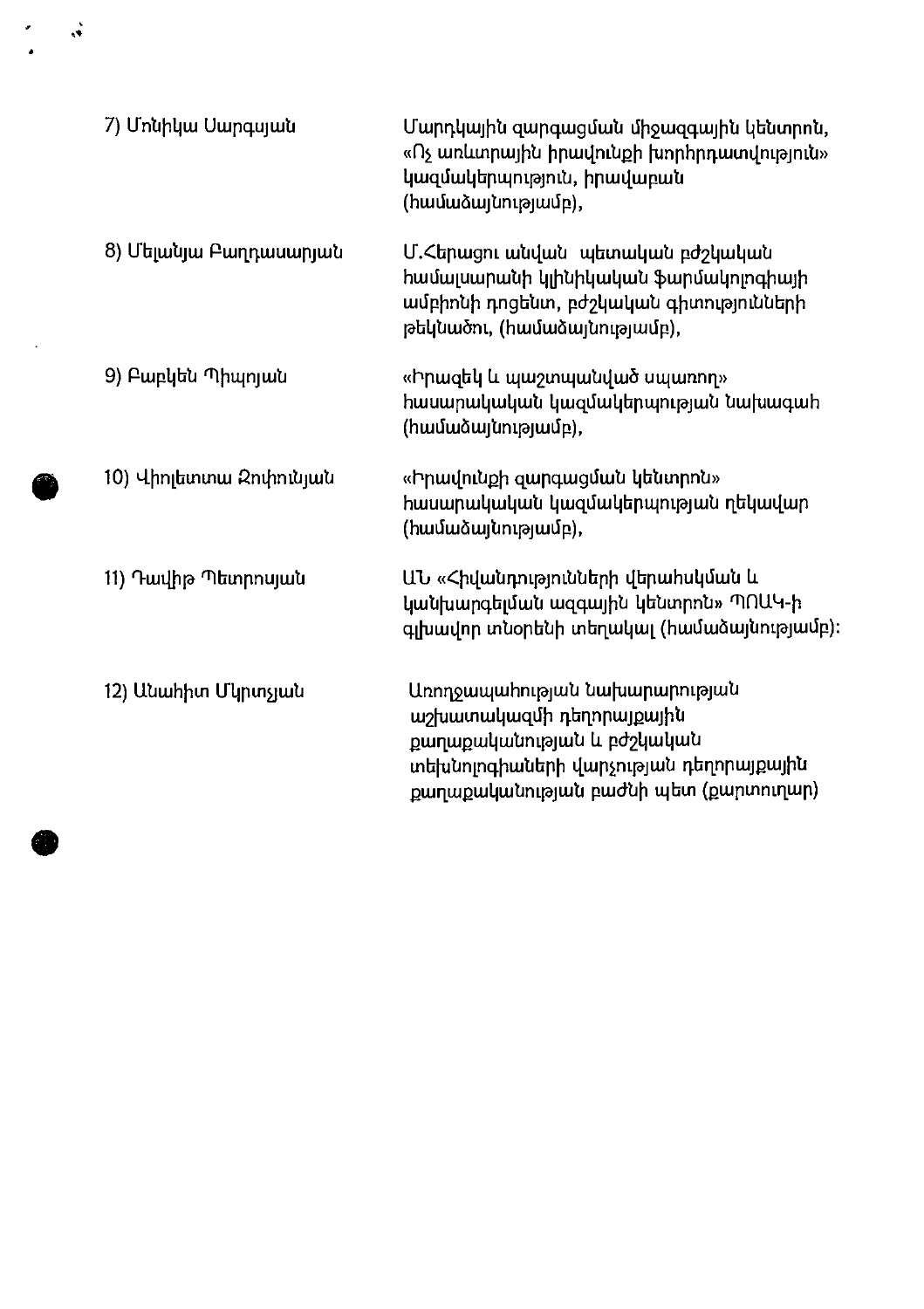| | |
|---|---|
| 7) Մոնիկա Սարգսյան | Մարդկային զարգացման միջազգային կենտրոն, «Ոչ առևտրային իրավունքի խորհրդատվություն» կազմակերպություն, իրավաբան (համաձայնությամբ), |
| 8) Մելանյա Բաղդասարյան | Մ.Հերացու անվան պետական բժշկական համալսարանի կլինիկական ֆարմակոլոգիայի ամբիոնի դոցենտ, բժշկական գիտությունների թեկնածու, (համաձայնությամբ), |
| 9) Բաբկեն Պիպոյան | «Իրազեկ և պաշտպանված սպառող» հասարակական կազմակերպության նախագահ (համաձայնությամբ), |
| 10) Վիոլետտա Զոփունյան | «Իրավունքի զարգացման կենտրոն» հասարակական կազմակերպության ղեկավար (համաձայնությամբ), |
| 11) Դավիթ Պետրոսյան | ԱՆ «Հիվանդությունների վերահսկման և կանխարգելման ազգային կենտրոն» ՊՈԱԿ-ի գլխավոր տնօրենի տեղակալ (համաձայնությամբ): |
| 12) Անահիտ Մկրտչյան | Առողջապահության նախարարության աշխատակազմի դեղորայքային քաղաքականության և բժշկական տեխնոլոգիաների վարչության դեղորայքային քաղաքականության բաժնի պետ (քարտուղար) |